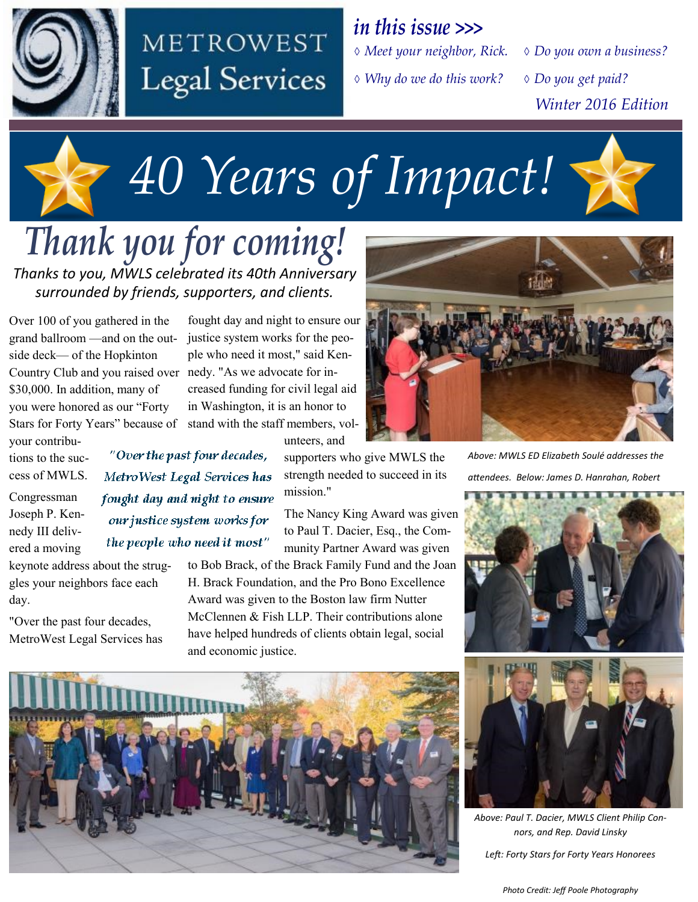# METROWEST Legal Services

*in this issue >>>*

- *Meet your neighbor, Rick.*
- *Why do we do this work?*
- *Do you own a business?*
- *Do you get paid?*

*Winter 2016 Edition*

# *40 Years of Impact!*

## *Thank you for coming!*

*Thanks to you, MWLS celebrated its 40th Anniversary surrounded by friends, supporters, and clients.*

Over 100 of you gathered in the grand ballroom —and on the outside deck— of the Hopkinton Country Club and you raised over $30,000. In addition, many of you were honored as our "Forty Stars for Forty Years" because of your contributions to the success of MWLS.

Congressman Joseph P. Kennedy III delivered a moving keynote address about the struggles your neighbors face each day.

"Over the past four decades, MetroWest Legal Services has fought day and night to ensure our justice system works for the people who need it most," said Kennedy. "As we advocate for increased funding for civil legal aid in Washington, it is an honor to stand with the staff members, volunteers, and supporters who give MWLS the strength needed to succeed in its mission."

> *"Over the past four decades, MetroWest Legal Services has fought day and night to ensure our justice system works for the people who need it most"*

The Nancy King Award was given to Paul T. Dacier, Esq., the Community Partner Award was given to Bob Brack, of the Brack Family Fund and the Joan H. Brack Foundation, and the Pro Bono Excellence Award was given to the Boston law firm Nutter McClennen & Fish LLP. Their contributions alone have helped hundreds of clients obtain legal, social and economic justice.

*Above: MWLS ED Elizabeth Soulé addresses the attendees. Below: James D. Hanrahan, Robert*

*Above: Paul T. Dacier, MWLS Client Philip Connors, and Rep. David Linsky*

*Left: Forty Stars for Forty Years Honorees*

*Photo Credit: Jeff Poole Photography*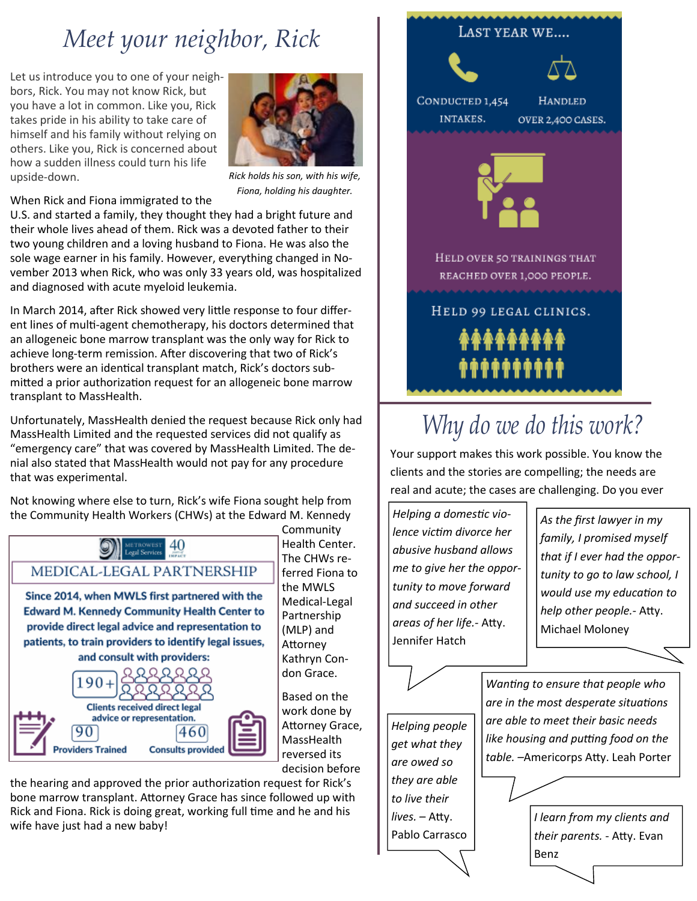# *Meet your neighbor, Rick*

Let us introduce you to one of your neighbors, Rick. You may not know Rick, but you have a lot in common. Like you, Rick takes pride in his ability to take care of himself and his family without relying on others. Like you, Rick is concerned about how a sudden illness could turn his life upside-down.

*Rick holds his son, with his wife, Fiona, holding his daughter.*

When Rick and Fiona immigrated to the U.S. and started a family, they thought they had a bright future and their whole lives ahead of them. Rick was a devoted father to their two young children and a loving husband to Fiona. He was also the sole wage earner in his family. However, everything changed in November 2013 when Rick, who was only 33 years old, was hospitalized and diagnosed with acute myeloid leukemia.

In March 2014, after Rick showed very little response to four different lines of multi-agent chemotherapy, his doctors determined that an allogeneic bone marrow transplant was the only way for Rick to achieve long-term remission. After discovering that two of Rick's brothers were an identical transplant match, Rick's doctors submitted a prior authorization request for an allogeneic bone marrow transplant to MassHealth.

Unfortunately, MassHealth denied the request because Rick only had MassHealth Limited and the requested services did not qualify as "emergency care" that was covered by MassHealth Limited. The denial also stated that MassHealth would not pay for any procedure that was experimental.

Not knowing where else to turn, Rick's wife Fiona sought help from the Community Health Workers (CHWs) at the Edward M. Kennedy Community Health Center. The CHWs referred Fiona to the MWLS Medical-Legal Partnership (MLP) and Attorney Kathryn Condon Grace.

Based on the work done by Attorney Grace, MassHealth reversed its decision before the hearing and approved the prior authorization request for Rick's bone marrow transplant. Attorney Grace has since followed up with Rick and Fiona. Rick is doing great, working full time and he and his wife have just had a new baby!

MetroWest Legal Services 40 years of impact

## MEDICAL-LEGAL PARTNERSHIP

**Since 2014, when MWLS first partnered with the Edward M. Kennedy Community Health Center to provide direct legal advice and representation to patients, to train providers to identify legal issues, and consult with providers:**

- **190+** Clients received direct legal advice or representation.
- **90** Providers Trained
- **460** Consults provided

## Last year we....

- Conducted 1,454 intakes.
- Handled over 2,400 cases.
- Held over 50 trainings that reached over 1,000 people.
- Held 99 legal clinics.

# *Why do we do this work?*

Your support makes this work possible. You know the clients and the stories are compelling; the needs are real and acute; the cases are challenging. Do you ever

*Helping a domestic violence victim divorce her abusive husband allows me to give her the opportunity to move forward and succeed in other areas of her life.*- Atty. Jennifer Hatch

*As the first lawyer in my family, I promised myself that if I ever had the opportunity to go to law school, I would use my education to help other people.*- Atty. Michael Moloney

*Wanting to ensure that people who are in the most desperate situations are able to meet their basic needs like housing and putting food on the table.* –Americorps Atty. Leah Porter

*Helping people get what they are owed so they are able to live their lives.* – Atty. Pablo Carrasco

*I learn from my clients and their parents.* - Atty. Evan Benz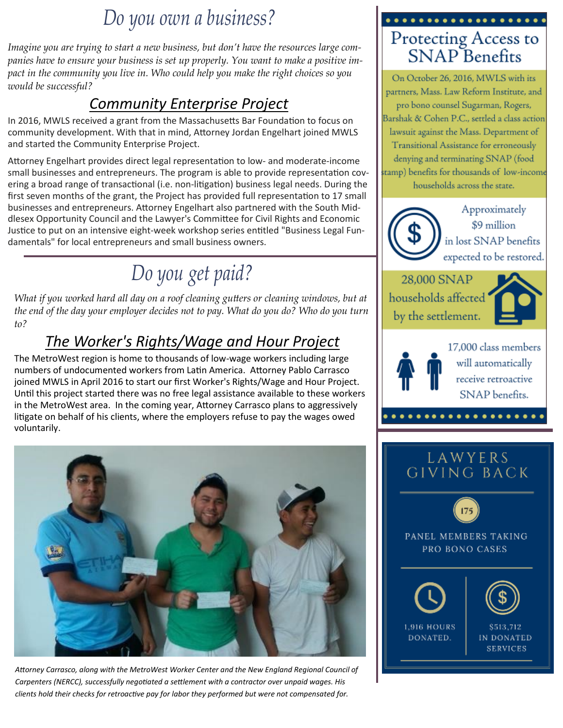# Do you own a business?

*Imagine you are trying to start a new business, but don't have the resources large companies have to ensure your business is set up properly. You want to make a positive impact in the community you live in. Who could help you make the right choices so you would be successful?*

## Community Enterprise Project

In 2016, MWLS received a grant from the Massachusetts Bar Foundation to focus on community development. With that in mind, Attorney Jordan Engelhart joined MWLS and started the Community Enterprise Project.

Attorney Engelhart provides direct legal representation to low- and moderate-income small businesses and entrepreneurs. The program is able to provide representation covering a broad range of transactional (i.e. non-litigation) business legal needs. During the first seven months of the grant, the Project has provided full representation to 17 small businesses and entrepreneurs. Attorney Engelhart also partnered with the South Middlesex Opportunity Council and the Lawyer's Committee for Civil Rights and Economic Justice to put on an intensive eight-week workshop series entitled "Business Legal Fundamentals" for local entrepreneurs and small business owners.

# Do you get paid?

*What if you worked hard all day on a roof cleaning gutters or cleaning windows, but at the end of the day your employer decides not to pay. What do you do? Who do you turn to?*

## The Worker's Rights/Wage and Hour Project

The MetroWest region is home to thousands of low-wage workers including large numbers of undocumented workers from Latin America. Attorney Pablo Carrasco joined MWLS in April 2016 to start our first Worker's Rights/Wage and Hour Project. Until this project started there was no free legal assistance available to these workers in the MetroWest area. In the coming year, Attorney Carrasco plans to aggressively litigate on behalf of his clients, where the employers refuse to pay the wages owed voluntarily.

*Attorney Carrasco, along with the MetroWest Worker Center and the New England Regional Council of Carpenters (NERCC), successfully negotiated a settlement with a contractor over unpaid wages. His clients hold their checks for retroactive pay for labor they performed but were not compensated for.*

## Protecting Access to SNAP Benefits

On October 26, 2016, MWLS with its partners, Mass. Law Reform Institute, and pro bono counsel Sugarman, Rogers, Barshak & Cohen P.C., settled a class action lawsuit against the Mass. Department of Transitional Assistance for erroneously denying and terminating SNAP (food stamp) benefits for thousands of low-income households across the state.

Approximately $9 million in lost SNAP benefits expected to be restored.

28,000 SNAP households affected by the settlement.

17,000 class members will automatically receive retroactive SNAP benefits.

## LAWYERS GIVING BACK

175 PANEL MEMBERS TAKING PRO BONO CASES

1,916 HOURS DONATED.

$513,712 IN DONATED SERVICES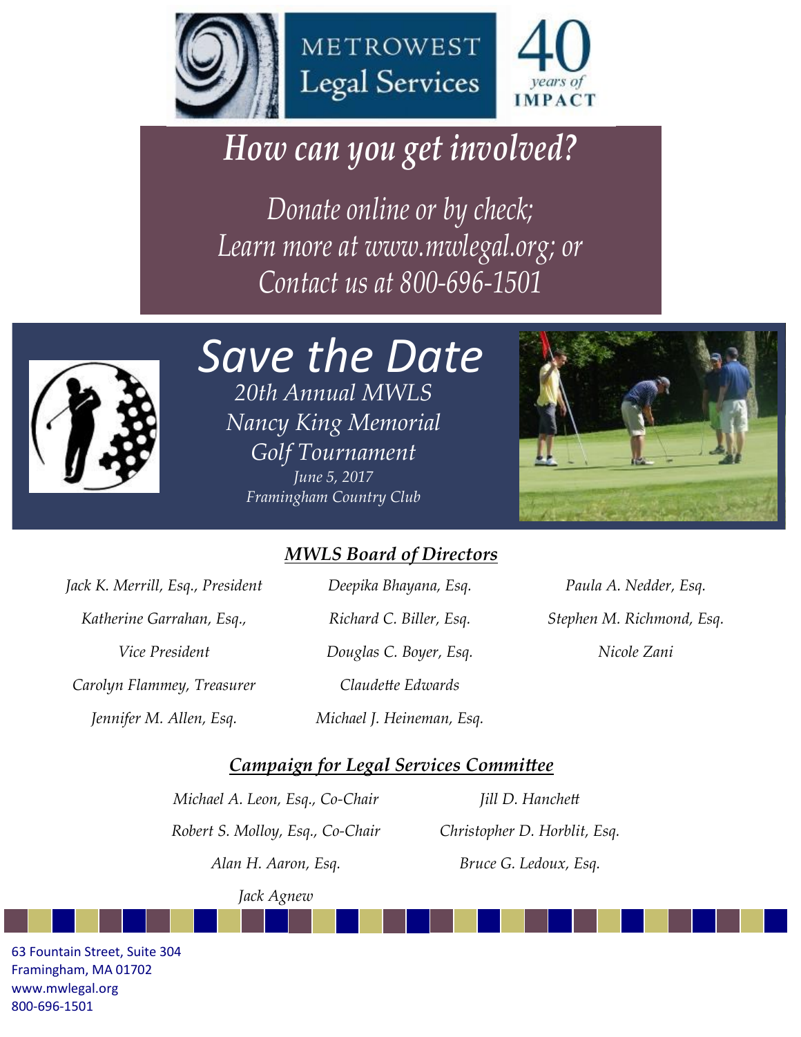METROWEST Legal Services

40 *years of* IMPACT

# *How can you get involved?*

*Donate online or by check;*
*Learn more at www.mwlegal.org; or*
*Contact us at 800-696-1501*

# Save the Date

*20th Annual MWLS*
*Nancy King Memorial*
*Golf Tournament*
*June 5, 2017*
*Framingham Country Club*

## ***MWLS Board of Directors***

*Jack K. Merrill, Esq., President*

*Katherine Garrahan, Esq., Vice President*

*Carolyn Flammey, Treasurer*

*Jennifer M. Allen, Esq.*

*Deepika Bhayana, Esq.*

*Richard C. Biller, Esq.*

*Douglas C. Boyer, Esq.*

*Claudette Edwards*

*Michael J. Heineman, Esq.*

*Paula A. Nedder, Esq.*

*Stephen M. Richmond, Esq.*

*Nicole Zani*

## ***Campaign for Legal Services Committee***

*Michael A. Leon, Esq., Co-Chair*

*Robert S. Molloy, Esq., Co-Chair*

*Alan H. Aaron, Esq.*

*Jack Agnew*

*Jill D. Hanchett*

*Christopher D. Horblit, Esq.*

*Bruce G. Ledoux, Esq.*

63 Fountain Street, Suite 304
Framingham, MA 01702
www.mwlegal.org
800-696-1501